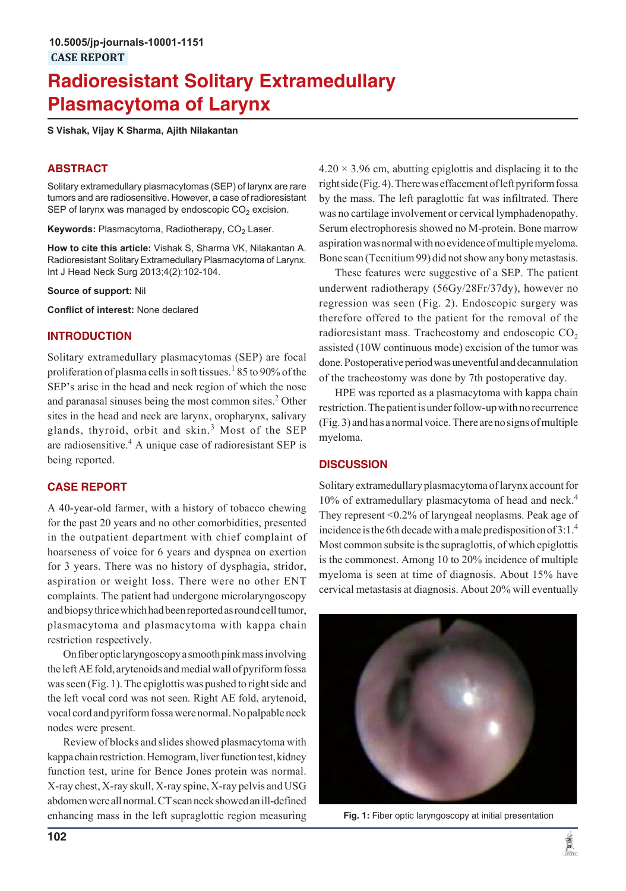10.5005/jp-journals-10001-1151

CASE REPORT

# Radioresistant Solitary Extramedullary Plasmacytoma of Larynx

**S Vishak, Vijay K Sharma, Ajith Nilakantan**

## ABSTRACT

Solitary extramedullary plasmacytomas (SEP) of larynx are rare tumors and are radiosensitive. However, a case of radioresistant SEP of larynx was managed by endoscopic $CO_2$ excision.

**Keywords:** Plasmacytoma, Radiotherapy, $CO_2$ Laser.

**How to cite this article:** Vishak S, Sharma VK, Nilakantan A. Radioresistant Solitary Extramedullary Plasmacytoma of Larynx. Int J Head Neck Surg 2013;4(2):102-104.

**Source of support:** Nil

**Conflict of interest:** None declared

## INTRODUCTION

Solitary extramedullary plasmacytomas (SEP) are focal proliferation of plasma cells in soft tissues.[1] 85 to 90% of the SEP's arise in the head and neck region of which the nose and paranasal sinuses being the most common sites.[2] Other sites in the head and neck are larynx, oropharynx, salivary glands, thyroid, orbit and skin.[3] Most of the SEP are radiosensitive.[4] A unique case of radioresistant SEP is being reported.

## CASE REPORT

A 40-year-old farmer, with a history of tobacco chewing for the past 20 years and no other comorbidities, presented in the outpatient department with chief complaint of hoarseness of voice for 6 years and dyspnea on exertion for 3 years. There was no history of dysphagia, stridor, aspiration or weight loss. There were no other ENT complaints. The patient had undergone microlaryngoscopy and biopsy thrice which had been reported as round cell tumor, plasmacytoma and plasmacytoma with kappa chain restriction respectively.

On fiber optic laryngoscopy a smooth pink mass involving the left AE fold, arytenoids and medial wall of pyriform fossa was seen (Fig. 1). The epiglottis was pushed to right side and the left vocal cord was not seen. Right AE fold, arytenoid, vocal cord and pyriform fossa were normal. No palpable neck nodes were present.

Review of blocks and slides showed plasmacytoma with kappa chain restriction. Hemogram, liver function test, kidney function test, urine for Bence Jones protein was normal. X-ray chest, X-ray skull, X-ray spine, X-ray pelvis and USG abdomen were all normal. CT scan neck showed an ill-defined enhancing mass in the left supraglottic region measuring 4.20 × 3.96 cm, abutting epiglottis and displacing it to the right side (Fig. 4). There was effacement of left pyriform fossa by the mass. The left paraglottic fat was infiltrated. There was no cartilage involvement or cervical lymphadenopathy. Serum electrophoresis showed no M-protein. Bone marrow aspiration was normal with no evidence of multiple myeloma. Bone scan (Tecnitium 99) did not show any bony metastasis.

These features were suggestive of a SEP. The patient underwent radiotherapy (56Gy/28Fr/37dy), however no regression was seen (Fig. 2). Endoscopic surgery was therefore offered to the patient for the removal of the radioresistant mass. Tracheostomy and endoscopic $CO_2$ assisted (10W continuous mode) excision of the tumor was done. Postoperative period was uneventful and decannulation of the tracheostomy was done by 7th postoperative day.

HPE was reported as a plasmacytoma with kappa chain restriction. The patient is under follow-up with no recurrence (Fig. 3) and has a normal voice. There are no signs of multiple myeloma.

## DISCUSSION

Solitary extramedullary plasmacytoma of larynx account for 10% of extramedullary plasmacytoma of head and neck.[4] They represent <0.2% of laryngeal neoplasms. Peak age of incidence is the 6th decade with a male predisposition of 3:1.[4] Most common subsite is the supraglottis, of which epiglottis is the commonest. Among 10 to 20% incidence of multiple myeloma is seen at time of diagnosis. About 15% have cervical metastasis at diagnosis. About 20% will eventually

**Fig. 1:** Fiber optic laryngoscopy at initial presentation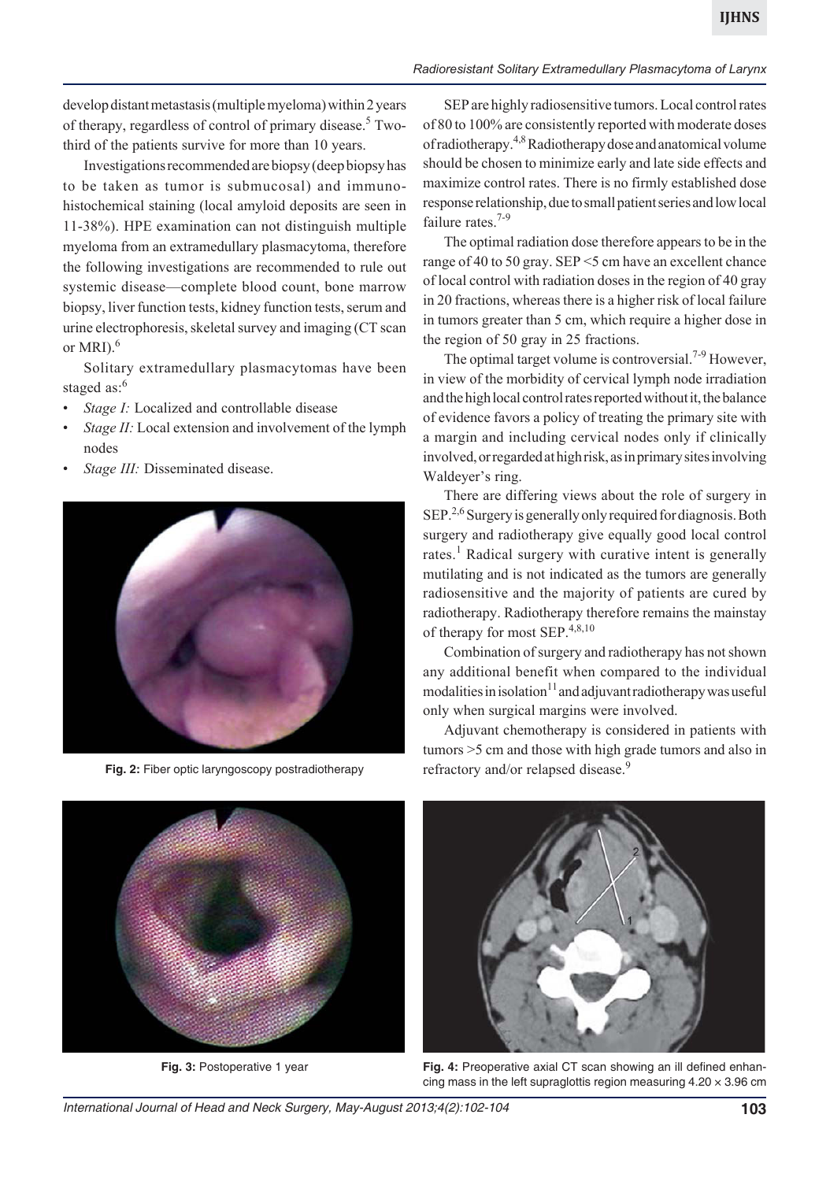develop distant metastasis (multiple myeloma) within 2 years of therapy, regardless of control of primary disease.[5] Two-third of the patients survive for more than 10 years.

Investigations recommended are biopsy (deep biopsy has to be taken as tumor is submucosal) and immunohistochemical staining (local amyloid deposits are seen in 11-38%). HPE examination can not distinguish multiple myeloma from an extramedullary plasmacytoma, therefore the following investigations are recommended to rule out systemic disease—complete blood count, bone marrow biopsy, liver function tests, kidney function tests, serum and urine electrophoresis, skeletal survey and imaging (CT scan or MRI).[6]

Solitary extramedullary plasmacytomas have been staged as:[6]

- *Stage I:* Localized and controllable disease
- *Stage II:* Local extension and involvement of the lymph nodes
- *Stage III:* Disseminated disease.

**Fig. 2:** Fiber optic laryngoscopy postradiotherapy

SEP are highly radiosensitive tumors. Local control rates of 80 to 100% are consistently reported with moderate doses of radiotherapy.[4,8] Radiotherapy dose and anatomical volume should be chosen to minimize early and late side effects and maximize control rates. There is no firmly established dose response relationship, due to small patient series and low local failure rates.[7-9]

The optimal radiation dose therefore appears to be in the range of 40 to 50 gray. SEP <5 cm have an excellent chance of local control with radiation doses in the region of 40 gray in 20 fractions, whereas there is a higher risk of local failure in tumors greater than 5 cm, which require a higher dose in the region of 50 gray in 25 fractions.

The optimal target volume is controversial.[7-9] However, in view of the morbidity of cervical lymph node irradiation and the high local control rates reported without it, the balance of evidence favors a policy of treating the primary site with a margin and including cervical nodes only if clinically involved, or regarded at high risk, as in primary sites involving Waldeyer's ring.

There are differing views about the role of surgery in SEP.[2,6] Surgery is generally only required for diagnosis. Both surgery and radiotherapy give equally good local control rates.[1] Radical surgery with curative intent is generally mutilating and is not indicated as the tumors are generally radiosensitive and the majority of patients are cured by radiotherapy. Radiotherapy therefore remains the mainstay of therapy for most SEP.[4,8,10]

Combination of surgery and radiotherapy has not shown any additional benefit when compared to the individual modalities in isolation[11] and adjuvant radiotherapy was useful only when surgical margins were involved.

Adjuvant chemotherapy is considered in patients with tumors >5 cm and those with high grade tumors and also in refractory and/or relapsed disease.[9]

**Fig. 3:** Postoperative 1 year

**Fig. 4:** Preoperative axial CT scan showing an ill defined enhancing mass in the left supraglottis region measuring 4.20 × 3.96 cm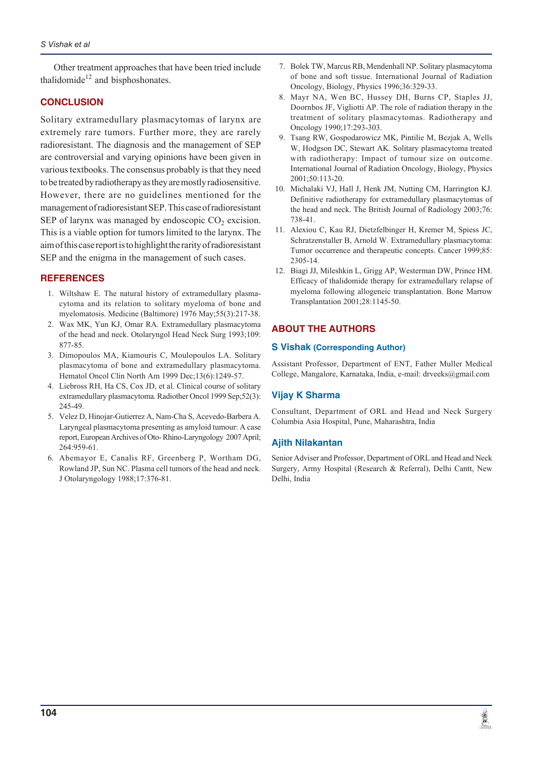Other treatment approaches that have been tried include thalidomide[12] and bisphoshonates.

## CONCLUSION

Solitary extramedullary plasmacytomas of larynx are extremely rare tumors. Further more, they are rarely radioresistant. The diagnosis and the management of SEP are controversial and varying opinions have been given in various textbooks. The consensus probably is that they need to be treated by radiotherapy as they are mostly radiosensitive. However, there are no guidelines mentioned for the management of radioresistant SEP. This case of radioresistant SEP of larynx was managed by endoscopic $CO_2$ excision. This is a viable option for tumors limited to the larynx. The aim of this case report is to highlight the rarity of radioresistant SEP and the enigma in the management of such cases.

## REFERENCES

1. Wiltshaw E. The natural history of extramedullary plasmacytoma and its relation to solitary myeloma of bone and myelomatosis. Medicine (Baltimore) 1976 May;55(3):217-38.
2. Wax MK, Yun KJ, Omar RA. Extramedullary plasmacytoma of the head and neck. Otolaryngol Head Neck Surg 1993;109: 877-85.
3. Dimopoulos MA, Kiamouris C, Moulopoulos LA. Solitary plasmacytoma of bone and extramedullary plasmacytoma. Hematol Oncol Clin North Am 1999 Dec;13(6):1249-57.
4. Liebross RH, Ha CS, Cox JD, et al. Clinical course of solitary extramedullary plasmacytoma. Radiother Oncol 1999 Sep;52(3): 245-49.
5. Velez D, Hinojar-Gutierrez A, Nam-Cha S, Acevedo-Barbera A. Laryngeal plasmacytoma presenting as amyloid tumour: A case report, European Archives of Oto- Rhino-Laryngology 2007 April; 264:959-61.
6. Abemayor E, Canalis RF, Greenberg P, Wortham DG, Rowland JP, Sun NC. Plasma cell tumors of the head and neck. J Otolaryngology 1988;17:376-81.
7. Bolek TW, Marcus RB, Mendenhall NP. Solitary plasmacytoma of bone and soft tissue. International Journal of Radiation Oncology, Biology, Physics 1996;36:329-33.
8. Mayr NA, Wen BC, Hussey DH, Burns CP, Staples JJ, Doornbos JF, Vigliotti AP. The role of radiation therapy in the treatment of solitary plasmacytomas. Radiotherapy and Oncology 1990;17:293-303.
9. Tsang RW, Gospodarowicz MK, Pintilie M, Bezjak A, Wells W, Hodgson DC, Stewart AK. Solitary plasmacytoma treated with radiotherapy: Impact of tumour size on outcome. International Journal of Radiation Oncology, Biology, Physics 2001;50:113-20.
10. Michalaki VJ, Hall J, Henk JM, Nutting CM, Harrington KJ. Definitive radiotherapy for extramedullary plasmacytomas of the head and neck. The British Journal of Radiology 2003;76: 738-41.
11. Alexiou C, Kau RJ, Dietzfelbinger H, Kremer M, Spiess JC, Schratzenstaller B, Arnold W. Extramedullary plasmacytoma: Tumor occurrence and therapeutic concepts. Cancer 1999;85: 2305-14.
12. Biagi JJ, Mileshkin L, Grigg AP, Westerman DW, Prince HM. Efficacy of thalidomide therapy for extramedullary relapse of myeloma following allogeneic transplantation. Bone Marrow Transplantation 2001;28:1145-50.

## ABOUT THE AUTHORS

### S Vishak (Corresponding Author)

Assistant Professor, Department of ENT, Father Muller Medical College, Mangalore, Karnataka, India, e-mail: drveeks@gmail.com

### Vijay K Sharma

Consultant, Department of ORL and Head and Neck Surgery Columbia Asia Hospital, Pune, Maharashtra, India

### Ajith Nilakantan

Senior Adviser and Professor, Department of ORL and Head and Neck Surgery, Army Hospital (Research & Referral), Delhi Cantt, New Delhi, India